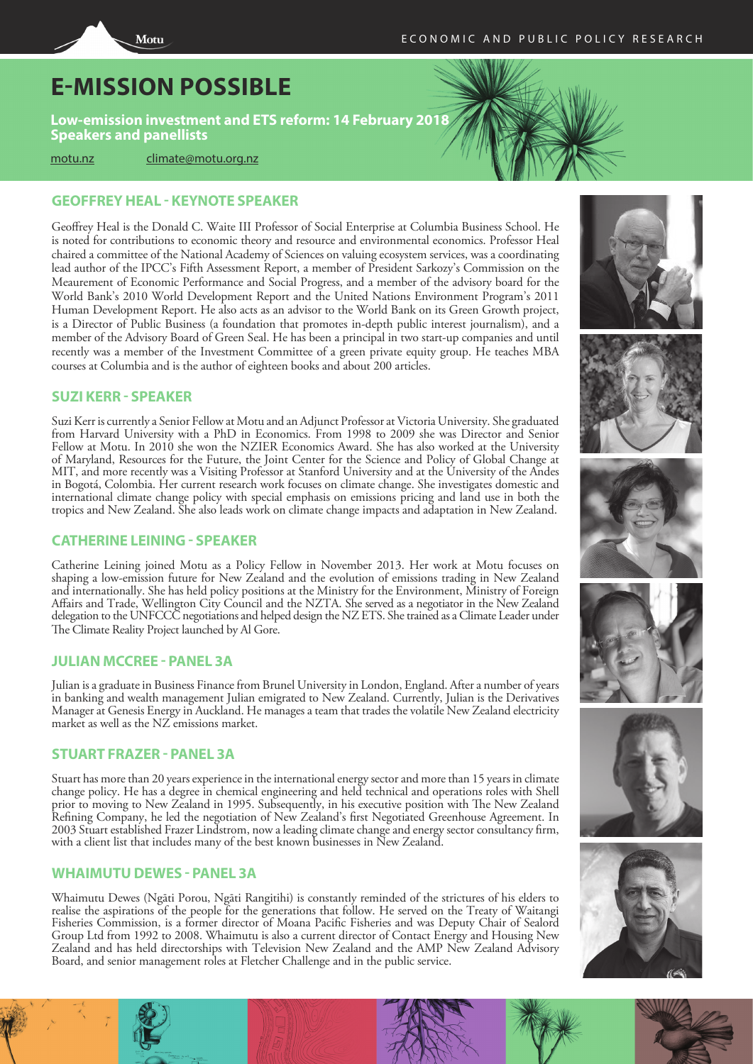# E-MISSION POSSIBLE

**Low-emission investment and ETS reform: 14 February 2018**
**Speakers and panellists**

motu.nz    climate@motu.org.nz

## GEOFFREY HEAL - KEYNOTE SPEAKER

Geoffrey Heal is the Donald C. Waite III Professor of Social Enterprise at Columbia Business School. He is noted for contributions to economic theory and resource and environmental economics. Professor Heal chaired a committee of the National Academy of Sciences on valuing ecosystem services, was a coordinating lead author of the IPCC's Fifth Assessment Report, a member of President Sarkozy's Commission on the Meaurement of Economic Performance and Social Progress, and a member of the advisory board for the World Bank's 2010 World Development Report and the United Nations Environment Program's 2011 Human Development Report. He also acts as an advisor to the World Bank on its Green Growth project, is a Director of Public Business (a foundation that promotes in-depth public interest journalism), and a member of the Advisory Board of Green Seal. He has been a principal in two start-up companies and until recently was a member of the Investment Committee of a green private equity group. He teaches MBA courses at Columbia and is the author of eighteen books and about 200 articles.

## SUZI KERR - SPEAKER

Suzi Kerr is currently a Senior Fellow at Motu and an Adjunct Professor at Victoria University. She graduated from Harvard University with a PhD in Economics. From 1998 to 2009 she was Director and Senior Fellow at Motu. In 2010 she won the NZIER Economics Award. She has also worked at the University of Maryland, Resources for the Future, the Joint Center for the Science and Policy of Global Change at MIT, and more recently was a Visiting Professor at Stanford University and at the University of the Andes in Bogotá, Colombia. Her current research work focuses on climate change. She investigates domestic and international climate change policy with special emphasis on emissions pricing and land use in both the tropics and New Zealand. She also leads work on climate change impacts and adaptation in New Zealand.

## CATHERINE LEINING - SPEAKER

Catherine Leining joined Motu as a Policy Fellow in November 2013. Her work at Motu focuses on shaping a low-emission future for New Zealand and the evolution of emissions trading in New Zealand and internationally. She has held policy positions at the Ministry for the Environment, Ministry of Foreign Affairs and Trade, Wellington City Council and the NZTA. She served as a negotiator in the New Zealand delegation to the UNFCCC negotiations and helped design the NZ ETS. She trained as a Climate Leader under The Climate Reality Project launched by Al Gore.

## JULIAN MCCREE - PANEL 3A

Julian is a graduate in Business Finance from Brunel University in London, England. After a number of years in banking and wealth management Julian emigrated to New Zealand. Currently, Julian is the Derivatives Manager at Genesis Energy in Auckland. He manages a team that trades the volatile New Zealand electricity market as well as the NZ emissions market.

## STUART FRAZER - PANEL 3A

Stuart has more than 20 years experience in the international energy sector and more than 15 years in climate change policy. He has a degree in chemical engineering and held technical and operations roles with Shell prior to moving to New Zealand in 1995. Subsequently, in his executive position with The New Zealand Refining Company, he led the negotiation of New Zealand's first Negotiated Greenhouse Agreement. In 2003 Stuart established Frazer Lindstrom, now a leading climate change and energy sector consultancy firm, with a client list that includes many of the best known businesses in New Zealand.

## WHAIMUTU DEWES - PANEL 3A

Whaimutu Dewes (Ngāti Porou, Ngāti Rangitihi) is constantly reminded of the strictures of his elders to realise the aspirations of the people for the generations that follow. He served on the Treaty of Waitangi Fisheries Commission, is a former director of Moana Pacific Fisheries and was Deputy Chair of Sealord Group Ltd from 1992 to 2008. Whaimutu is also a current director of Contact Energy and Housing New Zealand and has held directorships with Television New Zealand and the AMP New Zealand Advisory Board, and senior management roles at Fletcher Challenge and in the public service.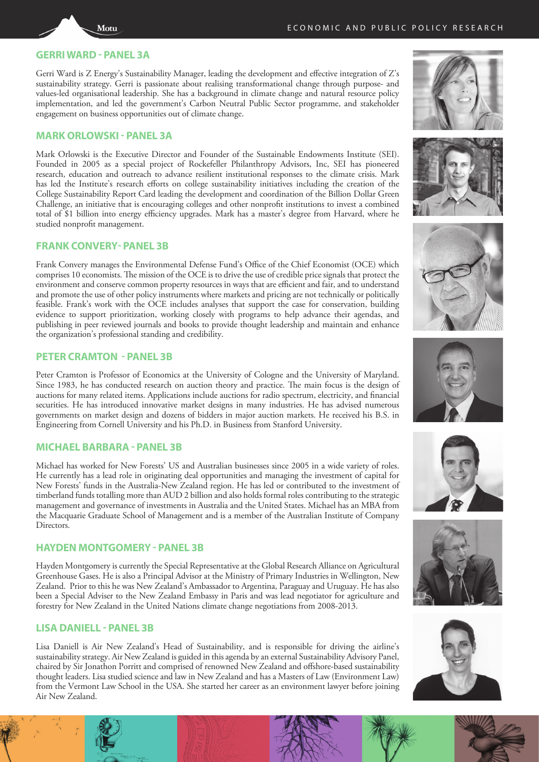## GERRI WARD - PANEL 3A

Gerri Ward is Z Energy's Sustainability Manager, leading the development and effective integration of Z's sustainability strategy. Gerri is passionate about realising transformational change through purpose- and values-led organisational leadership. She has a background in climate change and natural resource policy implementation, and led the government's Carbon Neutral Public Sector programme, and stakeholder engagement on business opportunities out of climate change.

## MARK ORLOWSKI - PANEL 3A

Mark Orlowski is the Executive Director and Founder of the Sustainable Endowments Institute (SEI). Founded in 2005 as a special project of Rockefeller Philanthropy Advisors, Inc, SEI has pioneered research, education and outreach to advance resilient institutional responses to the climate crisis. Mark has led the Institute's research efforts on college sustainability initiatives including the creation of the College Sustainability Report Card leading the development and coordination of the Billion Dollar Green Challenge, an initiative that is encouraging colleges and other nonprofit institutions to invest a combined total of $1 billion into energy efficiency upgrades. Mark has a master's degree from Harvard, where he studied nonprofit management.

## FRANK CONVERY- PANEL 3B

Frank Convery manages the Environmental Defense Fund's Office of the Chief Economist (OCE) which comprises 10 economists. The mission of the OCE is to drive the use of credible price signals that protect the environment and conserve common property resources in ways that are efficient and fair, and to understand and promote the use of other policy instruments where markets and pricing are not technically or politically feasible. Frank's work with the OCE includes analyses that support the case for conservation, building evidence to support prioritization, working closely with programs to help advance their agendas, and publishing in peer reviewed journals and books to provide thought leadership and maintain and enhance the organization's professional standing and credibility.

## PETER CRAMTON - PANEL 3B

Peter Cramton is Professor of Economics at the University of Cologne and the University of Maryland. Since 1983, he has conducted research on auction theory and practice. The main focus is the design of auctions for many related items. Applications include auctions for radio spectrum, electricity, and financial securities. He has introduced innovative market designs in many industries. He has advised numerous governments on market design and dozens of bidders in major auction markets. He received his B.S. in Engineering from Cornell University and his Ph.D. in Business from Stanford University.

## MICHAEL BARBARA - PANEL 3B

Michael has worked for New Forests' US and Australian businesses since 2005 in a wide variety of roles. He currently has a lead role in originating deal opportunities and managing the investment of capital for New Forests' funds in the Australia-New Zealand region. He has led or contributed to the investment of timberland funds totalling more than AUD 2 billion and also holds formal roles contributing to the strategic management and governance of investments in Australia and the United States. Michael has an MBA from the Macquarie Graduate School of Management and is a member of the Australian Institute of Company Directors.

## HAYDEN MONTGOMERY - PANEL 3B

Hayden Montgomery is currently the Special Representative at the Global Research Alliance on Agricultural Greenhouse Gases. He is also a Principal Advisor at the Ministry of Primary Industries in Wellington, New Zealand. Prior to this he was New Zealand's Ambassador to Argentina, Paraguay and Uruguay. He has also been a Special Adviser to the New Zealand Embassy in Paris and was lead negotiator for agriculture and forestry for New Zealand in the United Nations climate change negotiations from 2008-2013.

## LISA DANIELL - PANEL 3B

Lisa Daniell is Air New Zealand's Head of Sustainability, and is responsible for driving the airline's sustainability strategy. Air New Zealand is guided in this agenda by an external Sustainability Advisory Panel, chaired by Sir Jonathon Porritt and comprised of renowned New Zealand and offshore-based sustainability thought leaders. Lisa studied science and law in New Zealand and has a Masters of Law (Environment Law) from the Vermont Law School in the USA. She started her career as an environment lawyer before joining Air New Zealand.